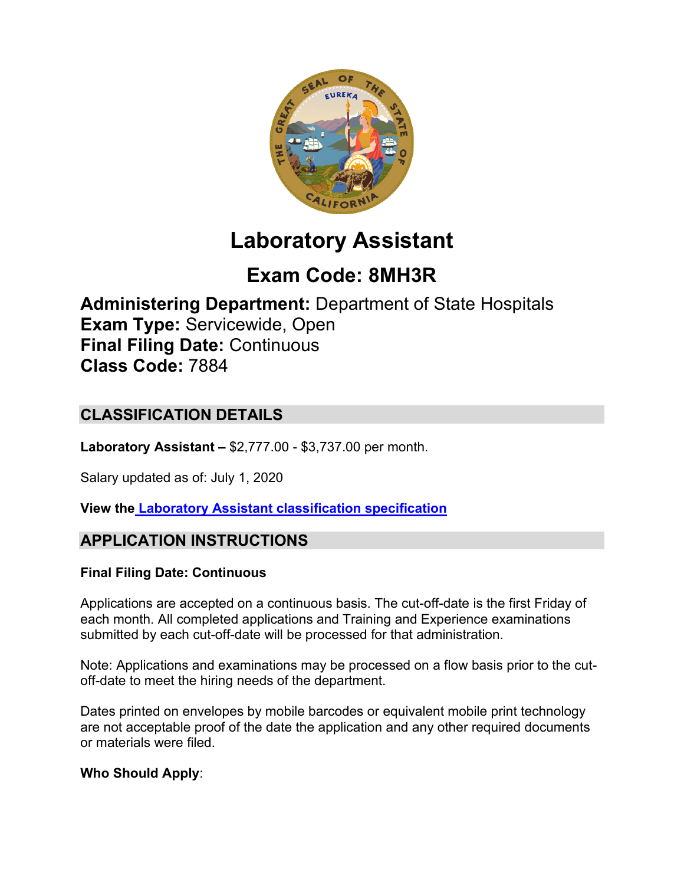# Laboratory Assistant

## Exam Code: 8MH3R

**Administering Department:** Department of State Hospitals
**Exam Type:** Servicewide, Open
**Final Filing Date:** Continuous
**Class Code:** 7884

## CLASSIFICATION DETAILS

**Laboratory Assistant –** $2,777.00 - $3,737.00 per month.

Salary updated as of: July 1, 2020

**View the Laboratory Assistant classification specification**

## APPLICATION INSTRUCTIONS

**Final Filing Date: Continuous**

Applications are accepted on a continuous basis. The cut-off-date is the first Friday of each month. All completed applications and Training and Experience examinations submitted by each cut-off-date will be processed for that administration.

Note: Applications and examinations may be processed on a flow basis prior to the cut-off-date to meet the hiring needs of the department.

Dates printed on envelopes by mobile barcodes or equivalent mobile print technology are not acceptable proof of the date the application and any other required documents or materials were filed.

**Who Should Apply**: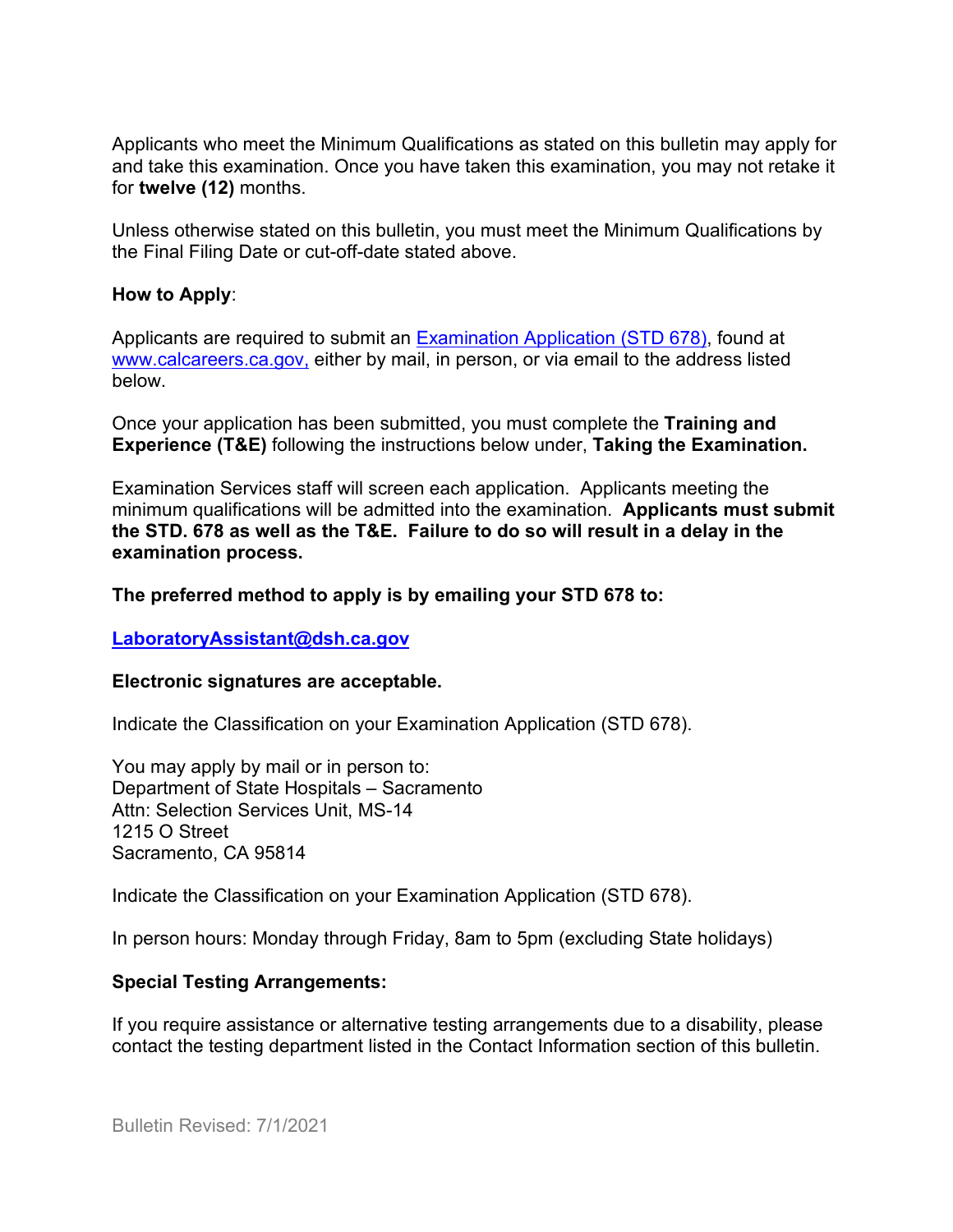Applicants who meet the Minimum Qualifications as stated on this bulletin may apply for and take this examination. Once you have taken this examination, you may not retake it for **twelve (12)** months.

Unless otherwise stated on this bulletin, you must meet the Minimum Qualifications by the Final Filing Date or cut-off-date stated above.

**How to Apply**:

Applicants are required to submit an [Examination Application (STD 678)](), found at [www.calcareers.ca.gov,]() either by mail, in person, or via email to the address listed below.

Once your application has been submitted, you must complete the **Training and Experience (T&E)** following the instructions below under, **Taking the Examination.**

Examination Services staff will screen each application. Applicants meeting the minimum qualifications will be admitted into the examination. **Applicants must submit the STD. 678 as well as the T&E. Failure to do so will result in a delay in the examination process.**

**The preferred method to apply is by emailing your STD 678 to:**

**[LaboratoryAssistant@dsh.ca.gov]()**

**Electronic signatures are acceptable.**

Indicate the Classification on your Examination Application (STD 678).

You may apply by mail or in person to:
Department of State Hospitals – Sacramento
Attn: Selection Services Unit, MS-14
1215 O Street
Sacramento, CA 95814

Indicate the Classification on your Examination Application (STD 678).

In person hours: Monday through Friday, 8am to 5pm (excluding State holidays)

**Special Testing Arrangements:**

If you require assistance or alternative testing arrangements due to a disability, please contact the testing department listed in the Contact Information section of this bulletin.

Bulletin Revised: 7/1/2021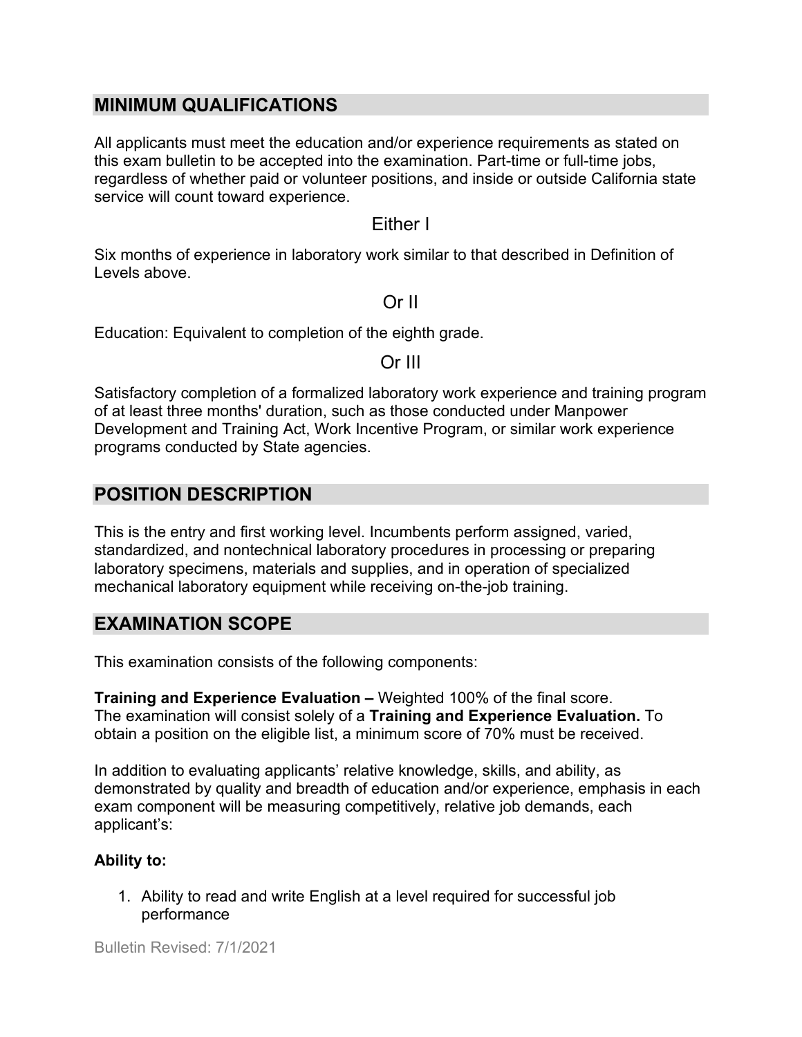## MINIMUM QUALIFICATIONS

All applicants must meet the education and/or experience requirements as stated on this exam bulletin to be accepted into the examination. Part-time or full-time jobs, regardless of whether paid or volunteer positions, and inside or outside California state service will count toward experience.

### Either I

Six months of experience in laboratory work similar to that described in Definition of Levels above.

### Or II

Education: Equivalent to completion of the eighth grade.

### Or III

Satisfactory completion of a formalized laboratory work experience and training program of at least three months' duration, such as those conducted under Manpower Development and Training Act, Work Incentive Program, or similar work experience programs conducted by State agencies.

## POSITION DESCRIPTION

This is the entry and first working level. Incumbents perform assigned, varied, standardized, and nontechnical laboratory procedures in processing or preparing laboratory specimens, materials and supplies, and in operation of specialized mechanical laboratory equipment while receiving on-the-job training.

## EXAMINATION SCOPE

This examination consists of the following components:

**Training and Experience Evaluation –** Weighted 100% of the final score. The examination will consist solely of a **Training and Experience Evaluation.** To obtain a position on the eligible list, a minimum score of 70% must be received.

In addition to evaluating applicants' relative knowledge, skills, and ability, as demonstrated by quality and breadth of education and/or experience, emphasis in each exam component will be measuring competitively, relative job demands, each applicant's:

**Ability to:**

1. Ability to read and write English at a level required for successful job performance

Bulletin Revised: 7/1/2021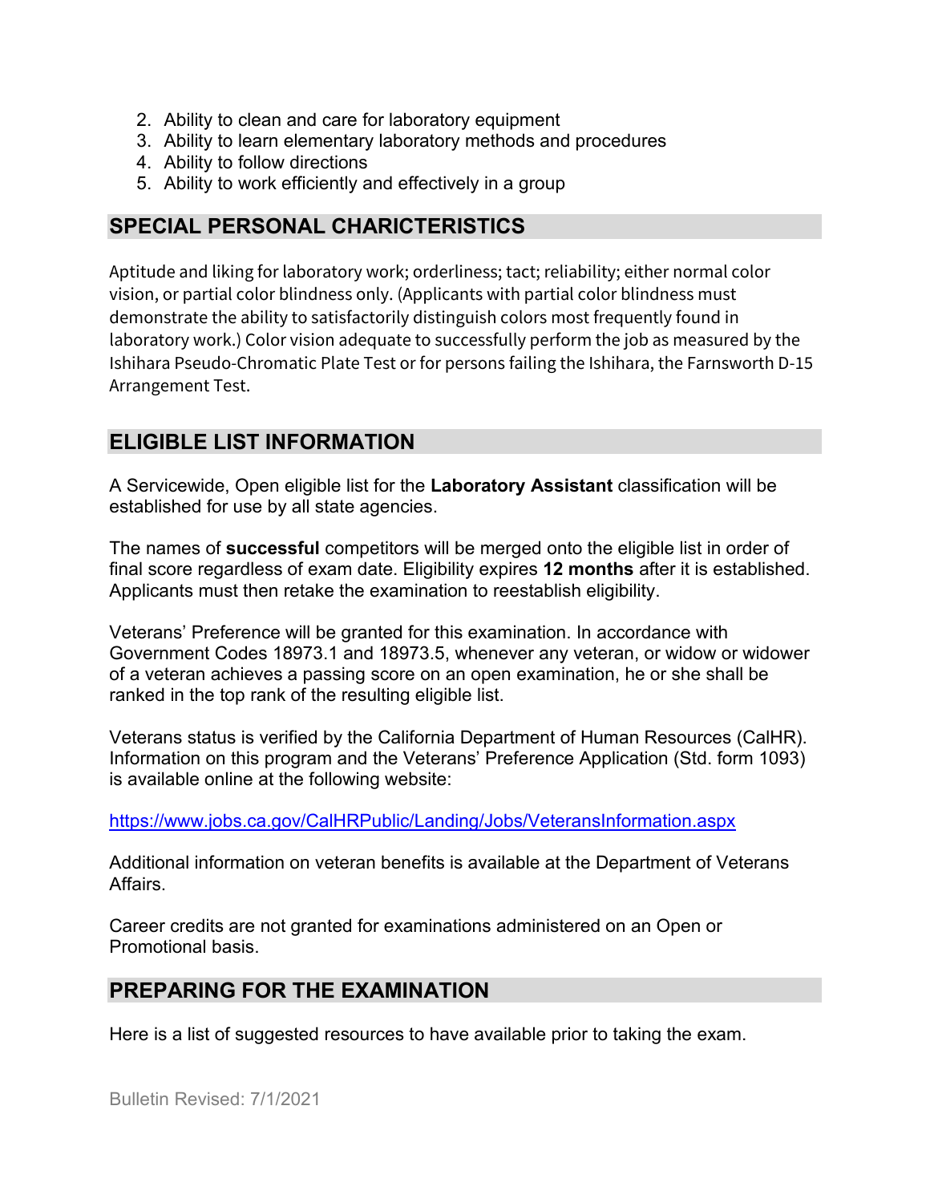2. Ability to clean and care for laboratory equipment
3. Ability to learn elementary laboratory methods and procedures
4. Ability to follow directions
5. Ability to work efficiently and effectively in a group

## SPECIAL PERSONAL CHARICTERISTICS

Aptitude and liking for laboratory work; orderliness; tact; reliability; either normal color vision, or partial color blindness only. (Applicants with partial color blindness must demonstrate the ability to satisfactorily distinguish colors most frequently found in laboratory work.) Color vision adequate to successfully perform the job as measured by the Ishihara Pseudo-Chromatic Plate Test or for persons failing the Ishihara, the Farnsworth D-15 Arrangement Test.

## ELIGIBLE LIST INFORMATION

A Servicewide, Open eligible list for the **Laboratory Assistant** classification will be established for use by all state agencies.

The names of **successful** competitors will be merged onto the eligible list in order of final score regardless of exam date. Eligibility expires **12 months** after it is established. Applicants must then retake the examination to reestablish eligibility.

Veterans' Preference will be granted for this examination. In accordance with Government Codes 18973.1 and 18973.5, whenever any veteran, or widow or widower of a veteran achieves a passing score on an open examination, he or she shall be ranked in the top rank of the resulting eligible list.

Veterans status is verified by the California Department of Human Resources (CalHR). Information on this program and the Veterans' Preference Application (Std. form 1093) is available online at the following website:

https://www.jobs.ca.gov/CalHRPublic/Landing/Jobs/VeteransInformation.aspx

Additional information on veteran benefits is available at the Department of Veterans Affairs.

Career credits are not granted for examinations administered on an Open or Promotional basis.

## PREPARING FOR THE EXAMINATION

Here is a list of suggested resources to have available prior to taking the exam.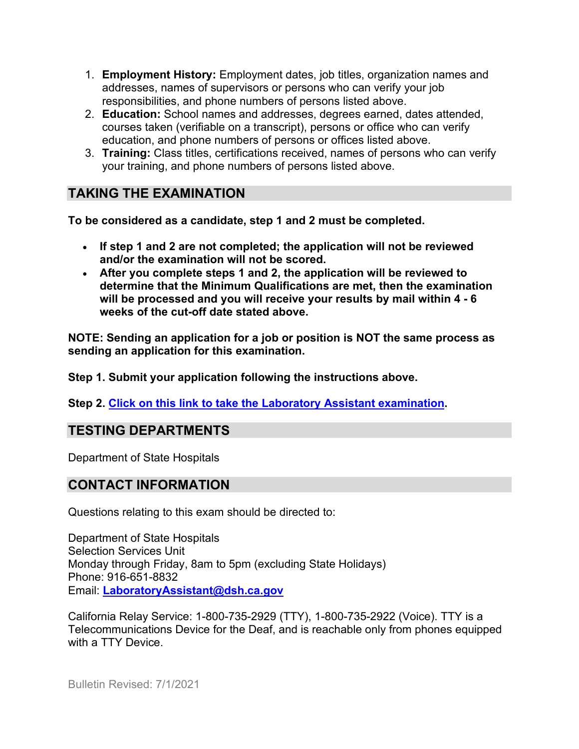1. **Employment History:** Employment dates, job titles, organization names and addresses, names of supervisors or persons who can verify your job responsibilities, and phone numbers of persons listed above.
2. **Education:** School names and addresses, degrees earned, dates attended, courses taken (verifiable on a transcript), persons or office who can verify education, and phone numbers of persons or offices listed above.
3. **Training:** Class titles, certifications received, names of persons who can verify your training, and phone numbers of persons listed above.

## TAKING THE EXAMINATION

**To be considered as a candidate, step 1 and 2 must be completed.**

- **If step 1 and 2 are not completed; the application will not be reviewed and/or the examination will not be scored.**
- **After you complete steps 1 and 2, the application will be reviewed to determine that the Minimum Qualifications are met, then the examination will be processed and you will receive your results by mail within 4 - 6 weeks of the cut-off date stated above.**

**NOTE: Sending an application for a job or position is NOT the same process as sending an application for this examination.**

**Step 1. Submit your application following the instructions above.**

**Step 2. Click on this link to take the Laboratory Assistant examination.**

## TESTING DEPARTMENTS

Department of State Hospitals

## CONTACT INFORMATION

Questions relating to this exam should be directed to:

Department of State Hospitals
Selection Services Unit
Monday through Friday, 8am to 5pm (excluding State Holidays)
Phone: 916-651-8832
Email: **LaboratoryAssistant@dsh.ca.gov**

California Relay Service: 1-800-735-2929 (TTY), 1-800-735-2922 (Voice). TTY is a Telecommunications Device for the Deaf, and is reachable only from phones equipped with a TTY Device.

Bulletin Revised: 7/1/2021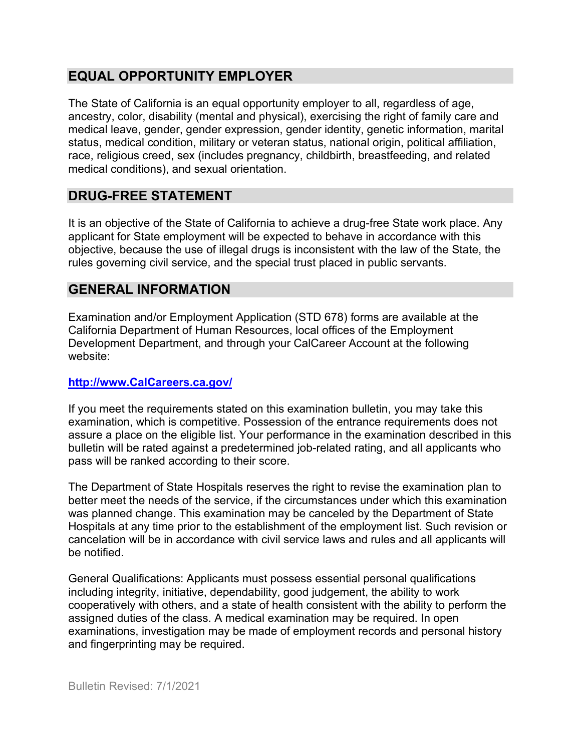## EQUAL OPPORTUNITY EMPLOYER

The State of California is an equal opportunity employer to all, regardless of age, ancestry, color, disability (mental and physical), exercising the right of family care and medical leave, gender, gender expression, gender identity, genetic information, marital status, medical condition, military or veteran status, national origin, political affiliation, race, religious creed, sex (includes pregnancy, childbirth, breastfeeding, and related medical conditions), and sexual orientation.

## DRUG-FREE STATEMENT

It is an objective of the State of California to achieve a drug-free State work place. Any applicant for State employment will be expected to behave in accordance with this objective, because the use of illegal drugs is inconsistent with the law of the State, the rules governing civil service, and the special trust placed in public servants.

## GENERAL INFORMATION

Examination and/or Employment Application (STD 678) forms are available at the California Department of Human Resources, local offices of the Employment Development Department, and through your CalCareer Account at the following website:

**http://www.CalCareers.ca.gov/**

If you meet the requirements stated on this examination bulletin, you may take this examination, which is competitive. Possession of the entrance requirements does not assure a place on the eligible list. Your performance in the examination described in this bulletin will be rated against a predetermined job-related rating, and all applicants who pass will be ranked according to their score.

The Department of State Hospitals reserves the right to revise the examination plan to better meet the needs of the service, if the circumstances under which this examination was planned change. This examination may be canceled by the Department of State Hospitals at any time prior to the establishment of the employment list. Such revision or cancelation will be in accordance with civil service laws and rules and all applicants will be notified.

General Qualifications: Applicants must possess essential personal qualifications including integrity, initiative, dependability, good judgement, the ability to work cooperatively with others, and a state of health consistent with the ability to perform the assigned duties of the class. A medical examination may be required. In open examinations, investigation may be made of employment records and personal history and fingerprinting may be required.

Bulletin Revised: 7/1/2021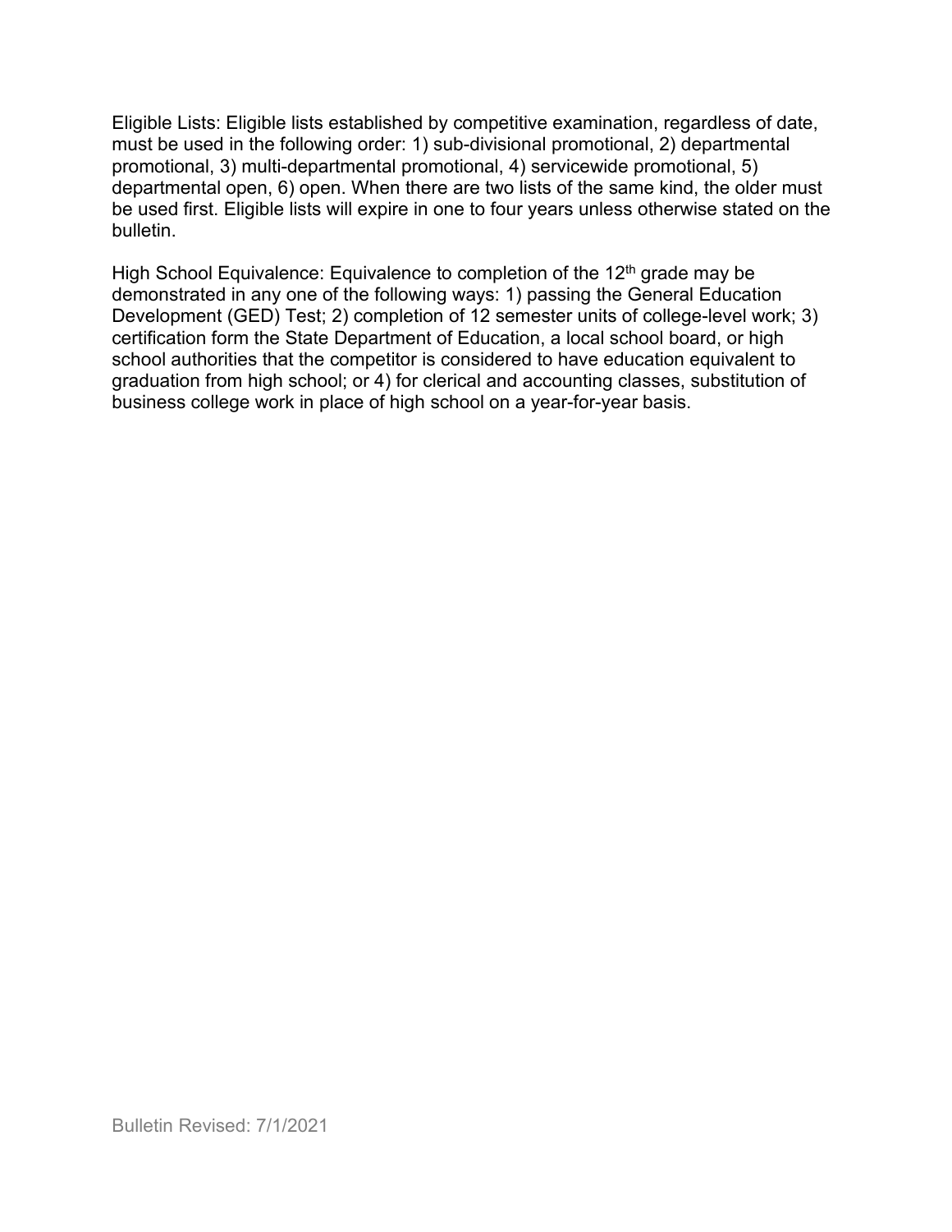Eligible Lists: Eligible lists established by competitive examination, regardless of date, must be used in the following order: 1) sub-divisional promotional, 2) departmental promotional, 3) multi-departmental promotional, 4) servicewide promotional, 5) departmental open, 6) open. When there are two lists of the same kind, the older must be used first. Eligible lists will expire in one to four years unless otherwise stated on the bulletin.

High School Equivalence: Equivalence to completion of the 12th grade may be demonstrated in any one of the following ways: 1) passing the General Education Development (GED) Test; 2) completion of 12 semester units of college-level work; 3) certification form the State Department of Education, a local school board, or high school authorities that the competitor is considered to have education equivalent to graduation from high school; or 4) for clerical and accounting classes, substitution of business college work in place of high school on a year-for-year basis.

Bulletin Revised: 7/1/2021